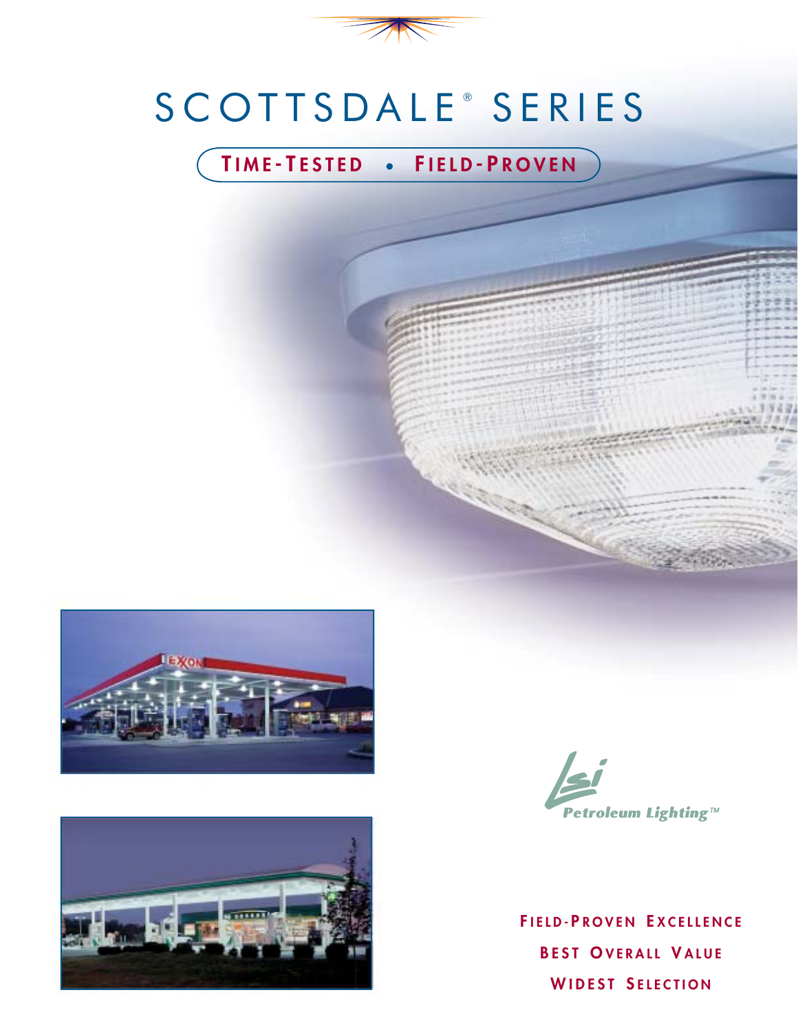# SCOTTSDALE® SERIES

**TIME-TESTED • FIELD-PROVEN**

LSI Petroleum Lighting™

**FIELD-PROVEN EXCELLENCE**

**BEST OVERALL VALUE**

**WIDEST SELECTION**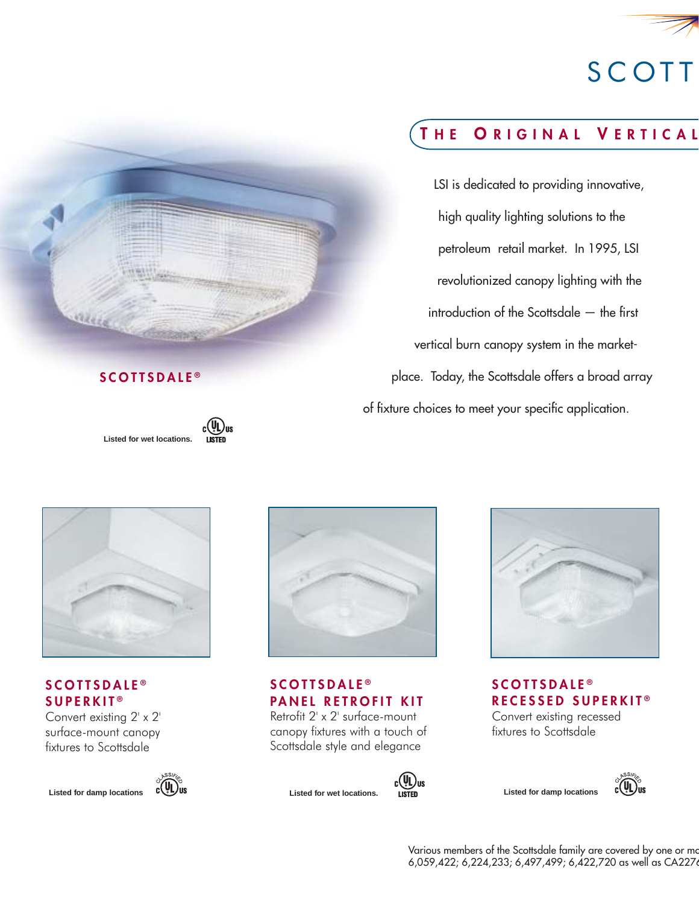SCOTT

## THE ORIGINAL VERTICAL

LSI is dedicated to providing innovative, high quality lighting solutions to the petroleum retail market. In 1995, LSI revolutionized canopy lighting with the introduction of the Scottsdale — the first vertical burn canopy system in the market-place. Today, the Scottsdale offers a broad array of fixture choices to meet your specific application.

**SCOTTSDALE®**

**Listed for wet locations.** c UL us LISTED

### SCOTTSDALE® SUPERKIT®

Convert existing 2' x 2' surface-mount canopy fixtures to Scottsdale

**Listed for damp locations** c UL us CLASSIFIED

### SCOTTSDALE® PANEL RETROFIT KIT

Retrofit 2' x 2' surface-mount canopy fixtures with a touch of Scottsdale style and elegance

**Listed for wet locations.** c UL us LISTED

### SCOTTSDALE® RECESSED SUPERKIT®

Convert existing recessed fixtures to Scottsdale

**Listed for damp locations** c UL us CLASSIFIED

Various members of the Scottsdale family are covered by one or mo
6,059,422; 6,224,233; 6,497,499; 6,422,720 as well as CA2276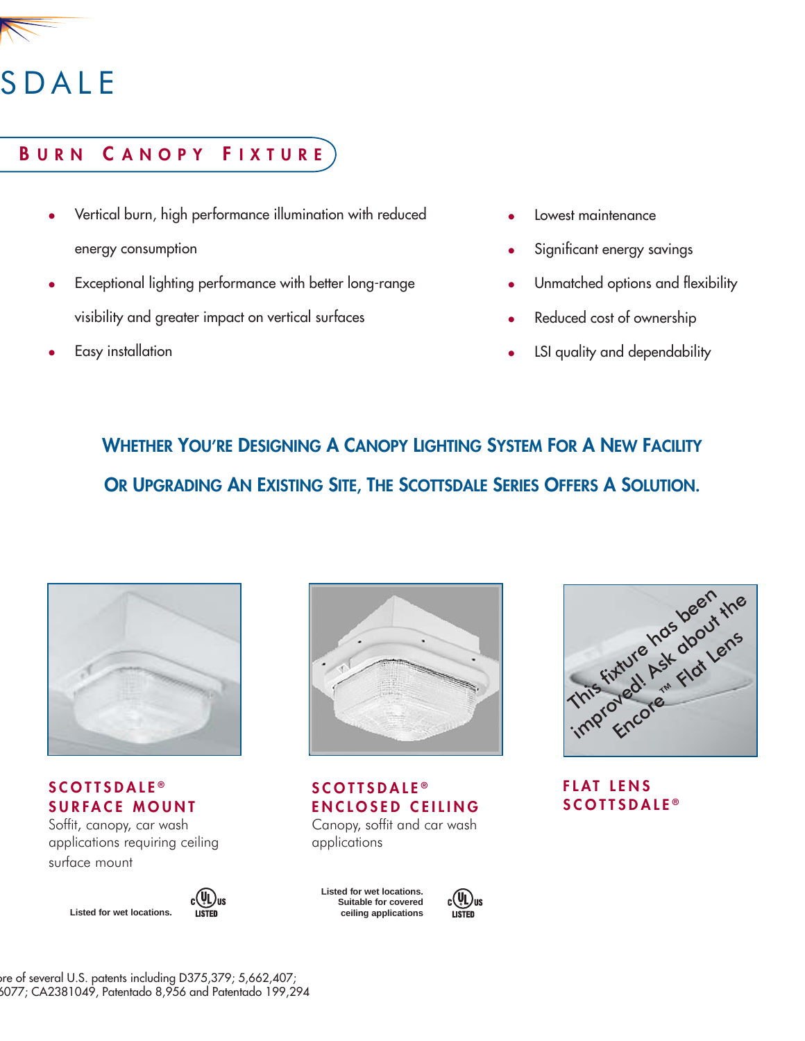# SDALE

## BURN CANOPY FIXTURE

- Vertical burn, high performance illumination with reduced energy consumption
- Exceptional lighting performance with better long-range visibility and greater impact on vertical surfaces
- Easy installation
- Lowest maintenance
- Significant energy savings
- Unmatched options and flexibility
- Reduced cost of ownership
- LSI quality and dependability

### WHETHER YOU'RE DESIGNING A CANOPY LIGHTING SYSTEM FOR A NEW FACILITY OR UPGRADING AN EXISTING SITE, THE SCOTTSDALE SERIES OFFERS A SOLUTION.

**SCOTTSDALE® SURFACE MOUNT**

Soffit, canopy, car wash applications requiring ceiling surface mount

Listed for wet locations. c UL us LISTED

**SCOTTSDALE® ENCLOSED CEILING**

Canopy, soffit and car wash applications

Listed for wet locations. Suitable for covered ceiling applications c UL us LISTED

This fixture has been improved! Ask about the Encore™ Flat Lens

**FLAT LENS SCOTTSDALE®**

...re of several U.S. patents including D375,379; 5,662,407; ...6077; CA2381049, Patentado 8,956 and Patentado 199,294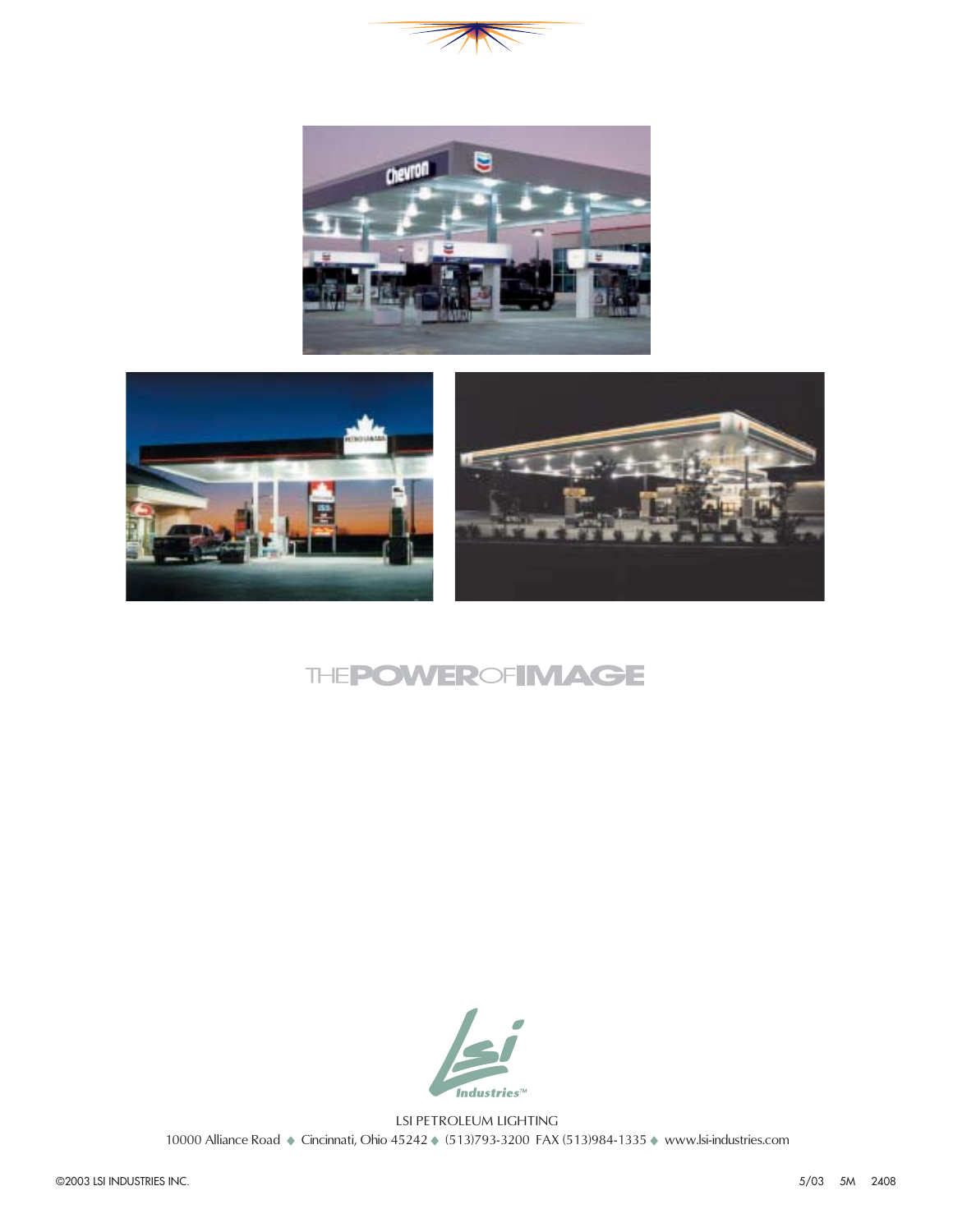THE POWER OF IMAGE

LSI Industries™

LSI PETROLEUM LIGHTING

10000 Alliance Road ◆ Cincinnati, Ohio 45242 ◆ (513)793-3200 FAX (513)984-1335 ◆ www.lsi-industries.com

©2003 LSI INDUSTRIES INC.

5/03 5M 2408